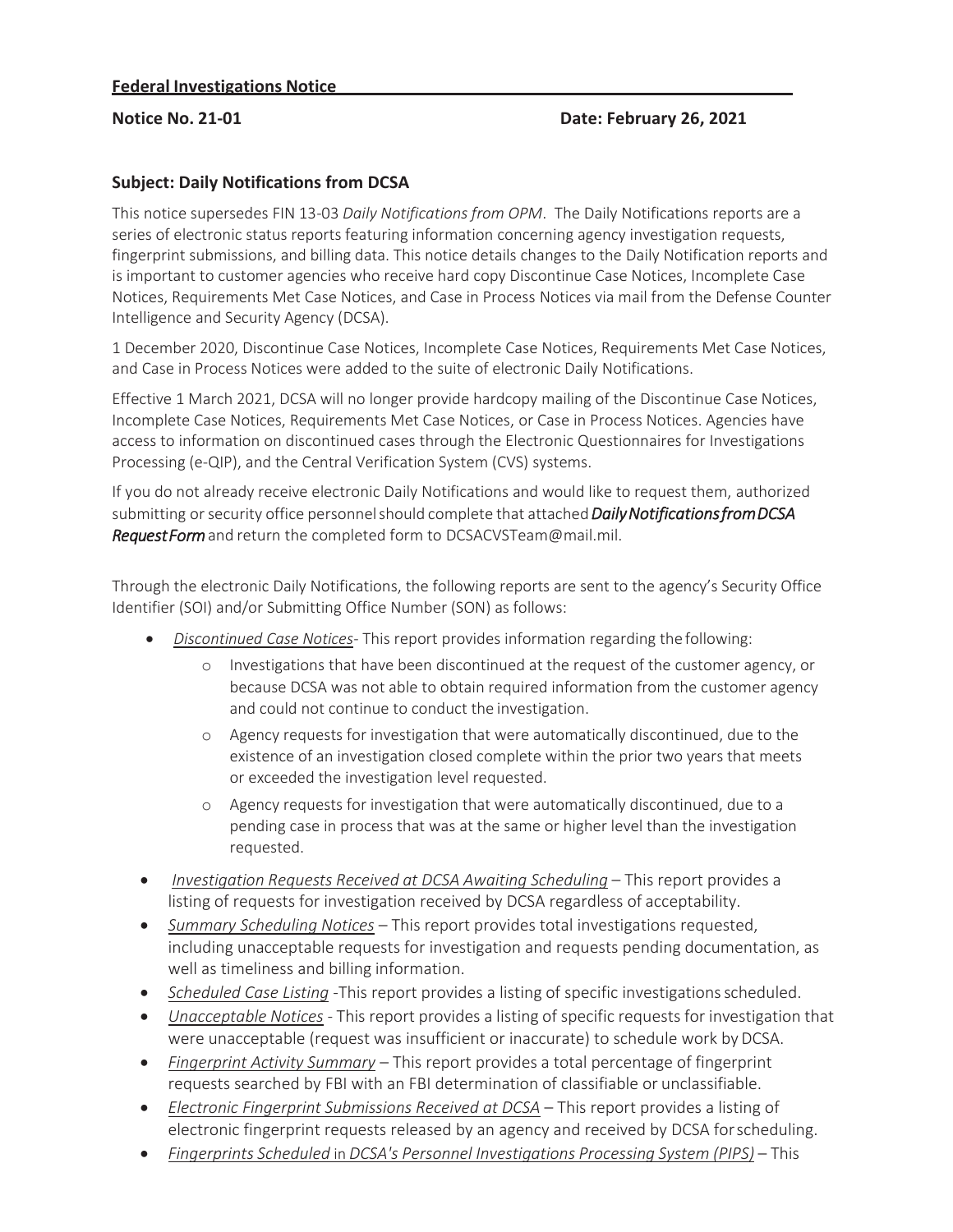**Federal Investigations Notice**

**Notice No. 21-01** **Date: February 26, 2021**

### Subject: Daily Notifications from DCSA

This notice supersedes FIN 13-03 *Daily Notifications from OPM*. The Daily Notifications reports are a series of electronic status reports featuring information concerning agency investigation requests, fingerprint submissions, and billing data. This notice details changes to the Daily Notification reports and is important to customer agencies who receive hard copy Discontinue Case Notices, Incomplete Case Notices, Requirements Met Case Notices, and Case in Process Notices via mail from the Defense Counter Intelligence and Security Agency (DCSA).

1 December 2020, Discontinue Case Notices, Incomplete Case Notices, Requirements Met Case Notices, and Case in Process Notices were added to the suite of electronic Daily Notifications.

Effective 1 March 2021, DCSA will no longer provide hardcopy mailing of the Discontinue Case Notices, Incomplete Case Notices, Requirements Met Case Notices, or Case in Process Notices. Agencies have access to information on discontinued cases through the Electronic Questionnaires for Investigations Processing (e-QIP), and the Central Verification System (CVS) systems.

If you do not already receive electronic Daily Notifications and would like to request them, authorized submitting or security office personnel should complete that attached ***Daily Notifications from DCSA Request Form*** and return the completed form to DCSACVSTeam@mail.mil.

Through the electronic Daily Notifications, the following reports are sent to the agency's Security Office Identifier (SOI) and/or Submitting Office Number (SON) as follows:

- *Discontinued Case Notices*- This report provides information regarding the following:
  - Investigations that have been discontinued at the request of the customer agency, or because DCSA was not able to obtain required information from the customer agency and could not continue to conduct the investigation.
  - Agency requests for investigation that were automatically discontinued, due to the existence of an investigation closed complete within the prior two years that meets or exceeded the investigation level requested.
  - Agency requests for investigation that were automatically discontinued, due to a pending case in process that was at the same or higher level than the investigation requested.
- *Investigation Requests Received at DCSA Awaiting Scheduling* – This report provides a listing of requests for investigation received by DCSA regardless of acceptability.
- *Summary Scheduling Notices* – This report provides total investigations requested, including unacceptable requests for investigation and requests pending documentation, as well as timeliness and billing information.
- *Scheduled Case Listing* -This report provides a listing of specific investigations scheduled.
- *Unacceptable Notices* - This report provides a listing of specific requests for investigation that were unacceptable (request was insufficient or inaccurate) to schedule work by DCSA.
- *Fingerprint Activity Summary* – This report provides a total percentage of fingerprint requests searched by FBI with an FBI determination of classifiable or unclassifiable.
- *Electronic Fingerprint Submissions Received at DCSA* – This report provides a listing of electronic fingerprint requests released by an agency and received by DCSA for scheduling.
- *Fingerprints Scheduled in DCSA's Personnel Investigations Processing System (PIPS)* – This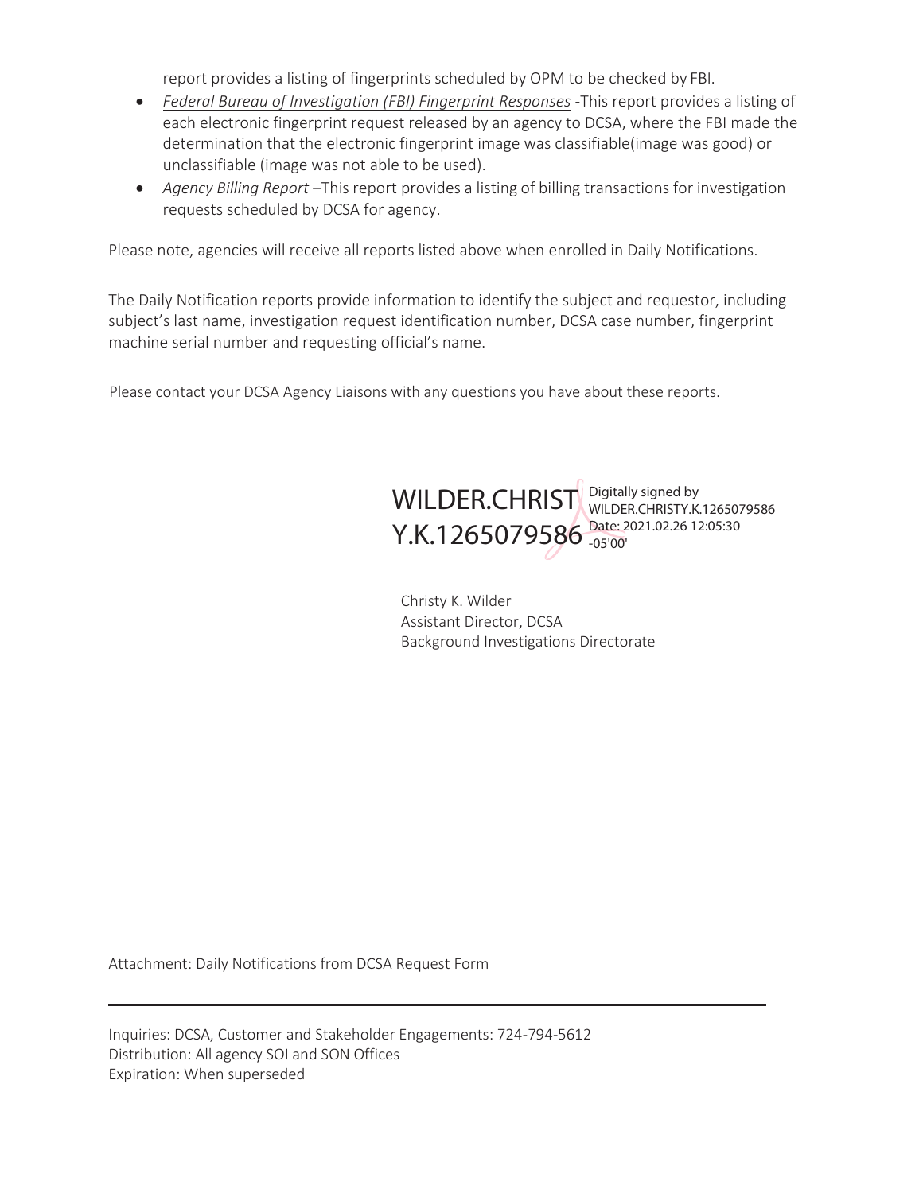report provides a listing of fingerprints scheduled by OPM to be checked by FBI.

- *Federal Bureau of Investigation (FBI) Fingerprint Responses* -This report provides a listing of each electronic fingerprint request released by an agency to DCSA, where the FBI made the determination that the electronic fingerprint image was classifiable(image was good) or unclassifiable (image was not able to be used).
- *Agency Billing Report* –This report provides a listing of billing transactions for investigation requests scheduled by DCSA for agency.

Please note, agencies will receive all reports listed above when enrolled in Daily Notifications.

The Daily Notification reports provide information to identify the subject and requestor, including subject's last name, investigation request identification number, DCSA case number, fingerprint machine serial number and requesting official's name.

Please contact your DCSA Agency Liaisons with any questions you have about these reports.

WILDER.CHRISTY.K.1265079586 Digitally signed by WILDER.CHRISTY.K.1265079586 Date: 2021.02.26 12:05:30 -05'00'

Christy K. Wilder
Assistant Director, DCSA
Background Investigations Directorate

Attachment: Daily Notifications from DCSA Request Form

---

Inquiries: DCSA, Customer and Stakeholder Engagements: 724-794-5612
Distribution: All agency SOI and SON Offices
Expiration: When superseded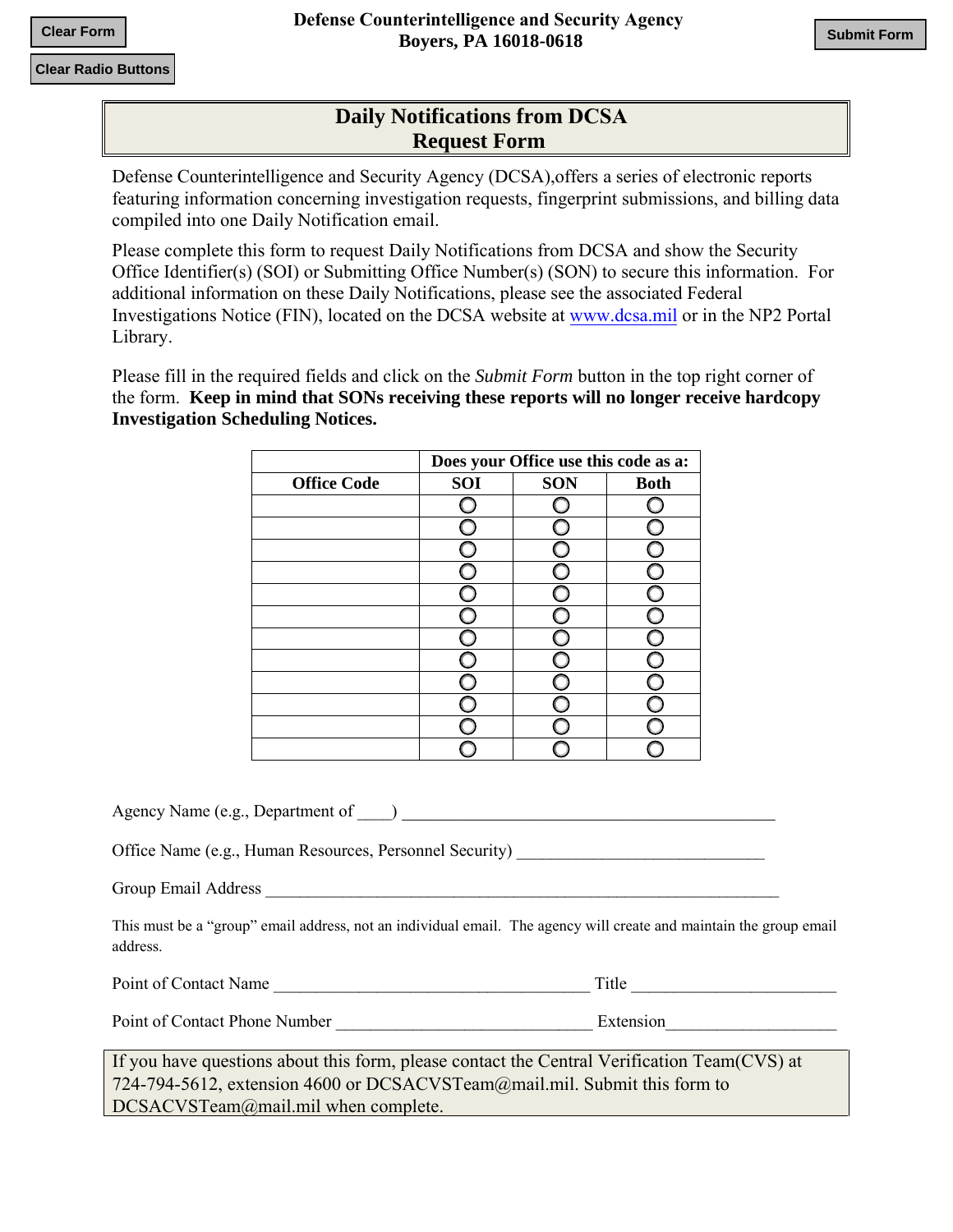Clear Form

Clear Radio Buttons

**Defense Counterintelligence and Security Agency**
**Boyers, PA 16018-0618**

Submit Form

## Daily Notifications from DCSA Request Form

Defense Counterintelligence and Security Agency (DCSA),offers a series of electronic reports featuring information concerning investigation requests, fingerprint submissions, and billing data compiled into one Daily Notification email.

Please complete this form to request Daily Notifications from DCSA and show the Security Office Identifier(s) (SOI) or Submitting Office Number(s) (SON) to secure this information. For additional information on these Daily Notifications, please see the associated Federal Investigations Notice (FIN), located on the DCSA website at www.dcsa.mil or in the NP2 Portal Library.

Please fill in the required fields and click on the *Submit Form* button in the top right corner of the form. **Keep in mind that SONs receiving these reports will no longer receive hardcopy Investigation Scheduling Notices.**

| | Does your Office use this code as a: | | |
|---|---|---|---|
| **Office Code** | **SOI** | **SON** | **Both** |
| | ○ | ○ | ○ |
| | ○ | ○ | ○ |
| | ○ | ○ | ○ |
| | ○ | ○ | ○ |
| | ○ | ○ | ○ |
| | ○ | ○ | ○ |
| | ○ | ○ | ○ |
| | ○ | ○ | ○ |
| | ○ | ○ | ○ |
| | ○ | ○ | ○ |
| | ○ | ○ | ○ |
| | ○ | ○ | ○ |

Agency Name (e.g., Department of ____) ______________________________________________

Office Name (e.g., Human Resources, Personnel Security) ______________________________

Group Email Address ________________________________________________________________

This must be a "group" email address, not an individual email. The agency will create and maintain the group email address.

Point of Contact Name _______________________________________ Title ________________________

Point of Contact Phone Number _______________________________ Extension____________________

If you have questions about this form, please contact the Central Verification Team(CVS) at 724-794-5612, extension 4600 or DCSACVSTeam@mail.mil. Submit this form to DCSACVSTeam@mail.mil when complete.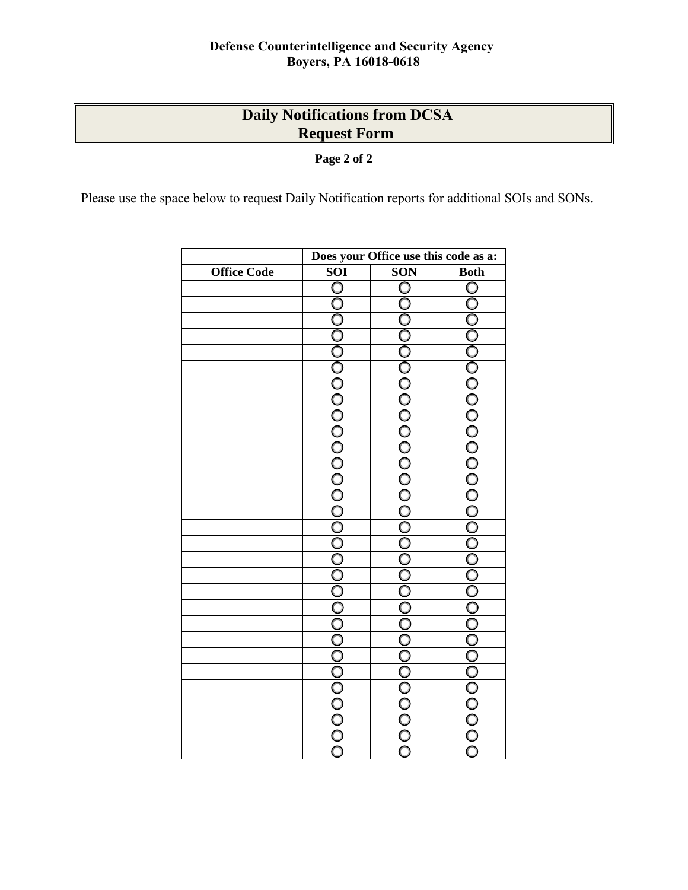**Defense Counterintelligence and Security Agency**
**Boyers, PA 16018-0618**

# Daily Notifications from DCSA Request Form

**Page 2 of 2**

Please use the space below to request Daily Notification reports for additional SOIs and SONs.

| | Does your Office use this code as a: | | |
|---|---|---|---|
| **Office Code** | **SOI** | **SON** | **Both** |
| | ○ | ○ | ○ |
| | ○ | ○ | ○ |
| | ○ | ○ | ○ |
| | ○ | ○ | ○ |
| | ○ | ○ | ○ |
| | ○ | ○ | ○ |
| | ○ | ○ | ○ |
| | ○ | ○ | ○ |
| | ○ | ○ | ○ |
| | ○ | ○ | ○ |
| | ○ | ○ | ○ |
| | ○ | ○ | ○ |
| | ○ | ○ | ○ |
| | ○ | ○ | ○ |
| | ○ | ○ | ○ |
| | ○ | ○ | ○ |
| | ○ | ○ | ○ |
| | ○ | ○ | ○ |
| | ○ | ○ | ○ |
| | ○ | ○ | ○ |
| | ○ | ○ | ○ |
| | ○ | ○ | ○ |
| | ○ | ○ | ○ |
| | ○ | ○ | ○ |
| | ○ | ○ | ○ |
| | ○ | ○ | ○ |
| | ○ | ○ | ○ |
| | ○ | ○ | ○ |
| | ○ | ○ | ○ |
| | ○ | ○ | ○ |